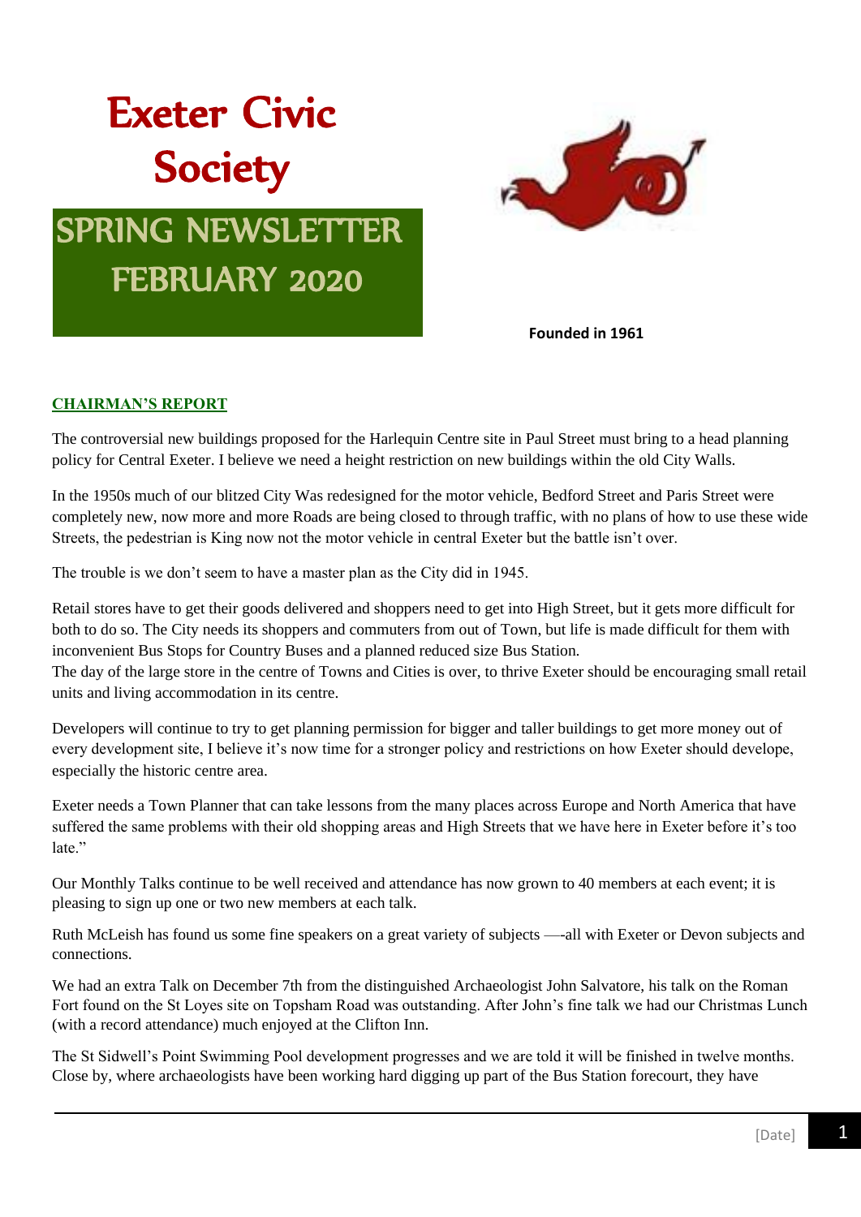# Exeter Civic Society

## SPRING NEWSLETTER FEBRUARY 2020

**Founded in 1961**

### CHAIRMAN'S REPORT

The controversial new buildings proposed for the Harlequin Centre site in Paul Street must bring to a head planning policy for Central Exeter. I believe we need a height restriction on new buildings within the old City Walls.

In the 1950s much of our blitzed City Was redesigned for the motor vehicle, Bedford Street and Paris Street were completely new, now more and more Roads are being closed to through traffic, with no plans of how to use these wide Streets, the pedestrian is King now not the motor vehicle in central Exeter but the battle isn't over.

The trouble is we don't seem to have a master plan as the City did in 1945.

Retail stores have to get their goods delivered and shoppers need to get into High Street, but it gets more difficult for both to do so. The City needs its shoppers and commuters from out of Town, but life is made difficult for them with inconvenient Bus Stops for Country Buses and a planned reduced size Bus Station.
The day of the large store in the centre of Towns and Cities is over, to thrive Exeter should be encouraging small retail units and living accommodation in its centre.

Developers will continue to try to get planning permission for bigger and taller buildings to get more money out of every development site, I believe it's now time for a stronger policy and restrictions on how Exeter should develope, especially the historic centre area.

Exeter needs a Town Planner that can take lessons from the many places across Europe and North America that have suffered the same problems with their old shopping areas and High Streets that we have here in Exeter before it's too late."

Our Monthly Talks continue to be well received and attendance has now grown to 40 members at each event; it is pleasing to sign up one or two new members at each talk.

Ruth McLeish has found us some fine speakers on a great variety of subjects —-all with Exeter or Devon subjects and connections.

We had an extra Talk on December 7th from the distinguished Archaeologist John Salvatore, his talk on the Roman Fort found on the St Loyes site on Topsham Road was outstanding. After John's fine talk we had our Christmas Lunch (with a record attendance) much enjoyed at the Clifton Inn.

The St Sidwell's Point Swimming Pool development progresses and we are told it will be finished in twelve months. Close by, where archaeologists have been working hard digging up part of the Bus Station forecourt, they have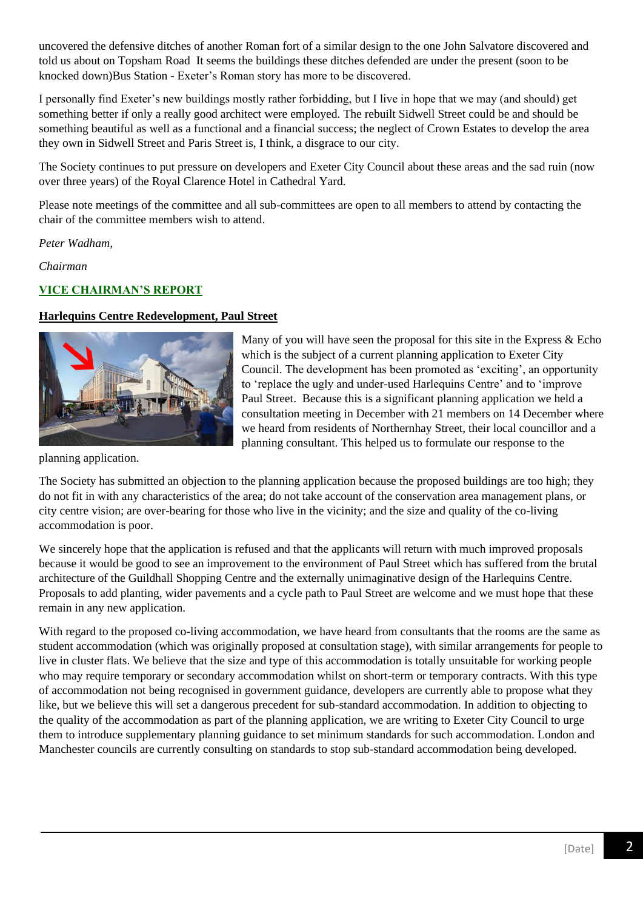uncovered the defensive ditches of another Roman fort of a similar design to the one John Salvatore discovered and told us about on Topsham Road  It seems the buildings these ditches defended are under the present (soon to be knocked down)Bus Station - Exeter's Roman story has more to be discovered.

I personally find Exeter's new buildings mostly rather forbidding, but I live in hope that we may (and should) get something better if only a really good architect were employed. The rebuilt Sidwell Street could be and should be something beautiful as well as a functional and a financial success; the neglect of Crown Estates to develop the area they own in Sidwell Street and Paris Street is, I think, a disgrace to our city.

The Society continues to put pressure on developers and Exeter City Council about these areas and the sad ruin (now over three years) of the Royal Clarence Hotel in Cathedral Yard.

Please note meetings of the committee and all sub-committees are open to all members to attend by contacting the chair of the committee members wish to attend.

*Peter Wadham,*

*Chairman*

## VICE CHAIRMAN'S REPORT

### Harlequins Centre Redevelopment, Paul Street

Many of you will have seen the proposal for this site in the Express & Echo which is the subject of a current planning application to Exeter City Council. The development has been promoted as 'exciting', an opportunity to 'replace the ugly and under-used Harlequins Centre' and to 'improve Paul Street.  Because this is a significant planning application we held a consultation meeting in December with 21 members on 14 December where we heard from residents of Northernhay Street, their local councillor and a planning consultant. This helped us to formulate our response to the planning application.

The Society has submitted an objection to the planning application because the proposed buildings are too high; they do not fit in with any characteristics of the area; do not take account of the conservation area management plans, or city centre vision; are over-bearing for those who live in the vicinity; and the size and quality of the co-living accommodation is poor.

We sincerely hope that the application is refused and that the applicants will return with much improved proposals because it would be good to see an improvement to the environment of Paul Street which has suffered from the brutal architecture of the Guildhall Shopping Centre and the externally unimaginative design of the Harlequins Centre. Proposals to add planting, wider pavements and a cycle path to Paul Street are welcome and we must hope that these remain in any new application.

With regard to the proposed co-living accommodation, we have heard from consultants that the rooms are the same as student accommodation (which was originally proposed at consultation stage), with similar arrangements for people to live in cluster flats. We believe that the size and type of this accommodation is totally unsuitable for working people who may require temporary or secondary accommodation whilst on short-term or temporary contracts. With this type of accommodation not being recognised in government guidance, developers are currently able to propose what they like, but we believe this will set a dangerous precedent for sub-standard accommodation. In addition to objecting to the quality of the accommodation as part of the planning application, we are writing to Exeter City Council to urge them to introduce supplementary planning guidance to set minimum standards for such accommodation. London and Manchester councils are currently consulting on standards to stop sub-standard accommodation being developed.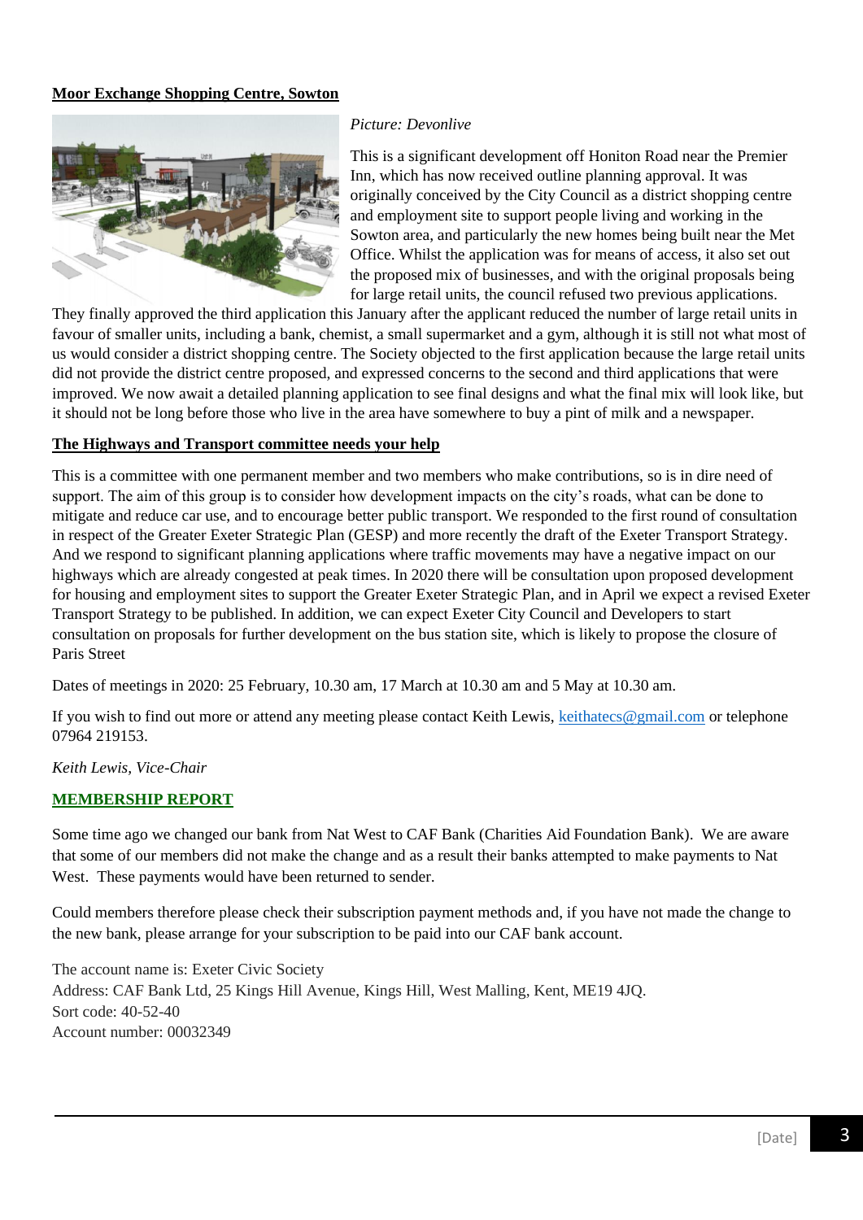**Moor Exchange Shopping Centre, Sowton**

*Picture: Devonlive*

This is a significant development off Honiton Road near the Premier Inn, which has now received outline planning approval. It was originally conceived by the City Council as a district shopping centre and employment site to support people living and working in the Sowton area, and particularly the new homes being built near the Met Office. Whilst the application was for means of access, it also set out the proposed mix of businesses, and with the original proposals being for large retail units, the council refused two previous applications. They finally approved the third application this January after the applicant reduced the number of large retail units in favour of smaller units, including a bank, chemist, a small supermarket and a gym, although it is still not what most of us would consider a district shopping centre. The Society objected to the first application because the large retail units did not provide the district centre proposed, and expressed concerns to the second and third applications that were improved. We now await a detailed planning application to see final designs and what the final mix will look like, but it should not be long before those who live in the area have somewhere to buy a pint of milk and a newspaper.

**The Highways and Transport committee needs your help**

This is a committee with one permanent member and two members who make contributions, so is in dire need of support. The aim of this group is to consider how development impacts on the city's roads, what can be done to mitigate and reduce car use, and to encourage better public transport. We responded to the first round of consultation in respect of the Greater Exeter Strategic Plan (GESP) and more recently the draft of the Exeter Transport Strategy. And we respond to significant planning applications where traffic movements may have a negative impact on our highways which are already congested at peak times. In 2020 there will be consultation upon proposed development for housing and employment sites to support the Greater Exeter Strategic Plan, and in April we expect a revised Exeter Transport Strategy to be published. In addition, we can expect Exeter City Council and Developers to start consultation on proposals for further development on the bus station site, which is likely to propose the closure of Paris Street

Dates of meetings in 2020: 25 February, 10.30 am, 17 March at 10.30 am and 5 May at 10.30 am.

If you wish to find out more or attend any meeting please contact Keith Lewis, keithatecs@gmail.com or telephone 07964 219153.

*Keith Lewis, Vice-Chair*

## MEMBERSHIP REPORT

Some time ago we changed our bank from Nat West to CAF Bank (Charities Aid Foundation Bank). We are aware that some of our members did not make the change and as a result their banks attempted to make payments to Nat West. These payments would have been returned to sender.

Could members therefore please check their subscription payment methods and, if you have not made the change to the new bank, please arrange for your subscription to be paid into our CAF bank account.

The account name is: Exeter Civic Society
Address: CAF Bank Ltd, 25 Kings Hill Avenue, Kings Hill, West Malling, Kent, ME19 4JQ.
Sort code: 40-52-40
Account number: 00032349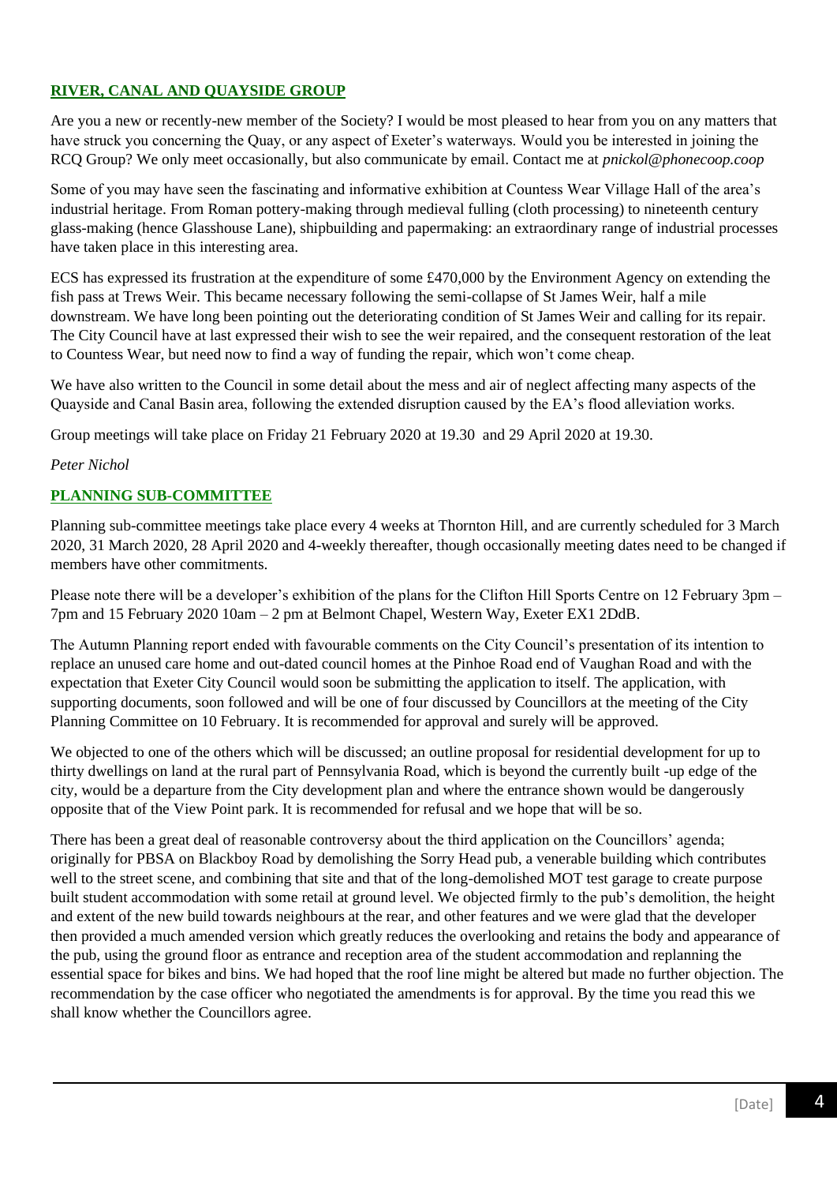## RIVER, CANAL AND QUAYSIDE GROUP

Are you a new or recently-new member of the Society? I would be most pleased to hear from you on any matters that have struck you concerning the Quay, or any aspect of Exeter's waterways. Would you be interested in joining the RCQ Group? We only meet occasionally, but also communicate by email. Contact me at *pnickol@phonecoop.coop*

Some of you may have seen the fascinating and informative exhibition at Countess Wear Village Hall of the area's industrial heritage. From Roman pottery-making through medieval fulling (cloth processing) to nineteenth century glass-making (hence Glasshouse Lane), shipbuilding and papermaking: an extraordinary range of industrial processes have taken place in this interesting area.

ECS has expressed its frustration at the expenditure of some £470,000 by the Environment Agency on extending the fish pass at Trews Weir. This became necessary following the semi-collapse of St James Weir, half a mile downstream. We have long been pointing out the deteriorating condition of St James Weir and calling for its repair. The City Council have at last expressed their wish to see the weir repaired, and the consequent restoration of the leat to Countess Wear, but need now to find a way of funding the repair, which won't come cheap.

We have also written to the Council in some detail about the mess and air of neglect affecting many aspects of the Quayside and Canal Basin area, following the extended disruption caused by the EA's flood alleviation works.

Group meetings will take place on Friday 21 February 2020 at 19.30 and 29 April 2020 at 19.30.

*Peter Nichol*

## PLANNING SUB-COMMITTEE

Planning sub-committee meetings take place every 4 weeks at Thornton Hill, and are currently scheduled for 3 March 2020, 31 March 2020, 28 April 2020 and 4-weekly thereafter, though occasionally meeting dates need to be changed if members have other commitments.

Please note there will be a developer's exhibition of the plans for the Clifton Hill Sports Centre on 12 February 3pm – 7pm and 15 February 2020 10am – 2 pm at Belmont Chapel, Western Way, Exeter EX1 2DdB.

The Autumn Planning report ended with favourable comments on the City Council's presentation of its intention to replace an unused care home and out-dated council homes at the Pinhoe Road end of Vaughan Road and with the expectation that Exeter City Council would soon be submitting the application to itself. The application, with supporting documents, soon followed and will be one of four discussed by Councillors at the meeting of the City Planning Committee on 10 February. It is recommended for approval and surely will be approved.

We objected to one of the others which will be discussed; an outline proposal for residential development for up to thirty dwellings on land at the rural part of Pennsylvania Road, which is beyond the currently built -up edge of the city, would be a departure from the City development plan and where the entrance shown would be dangerously opposite that of the View Point park. It is recommended for refusal and we hope that will be so.

There has been a great deal of reasonable controversy about the third application on the Councillors' agenda; originally for PBSA on Blackboy Road by demolishing the Sorry Head pub, a venerable building which contributes well to the street scene, and combining that site and that of the long-demolished MOT test garage to create purpose built student accommodation with some retail at ground level. We objected firmly to the pub's demolition, the height and extent of the new build towards neighbours at the rear, and other features and we were glad that the developer then provided a much amended version which greatly reduces the overlooking and retains the body and appearance of the pub, using the ground floor as entrance and reception area of the student accommodation and replanning the essential space for bikes and bins. We had hoped that the roof line might be altered but made no further objection. The recommendation by the case officer who negotiated the amendments is for approval. By the time you read this we shall know whether the Councillors agree.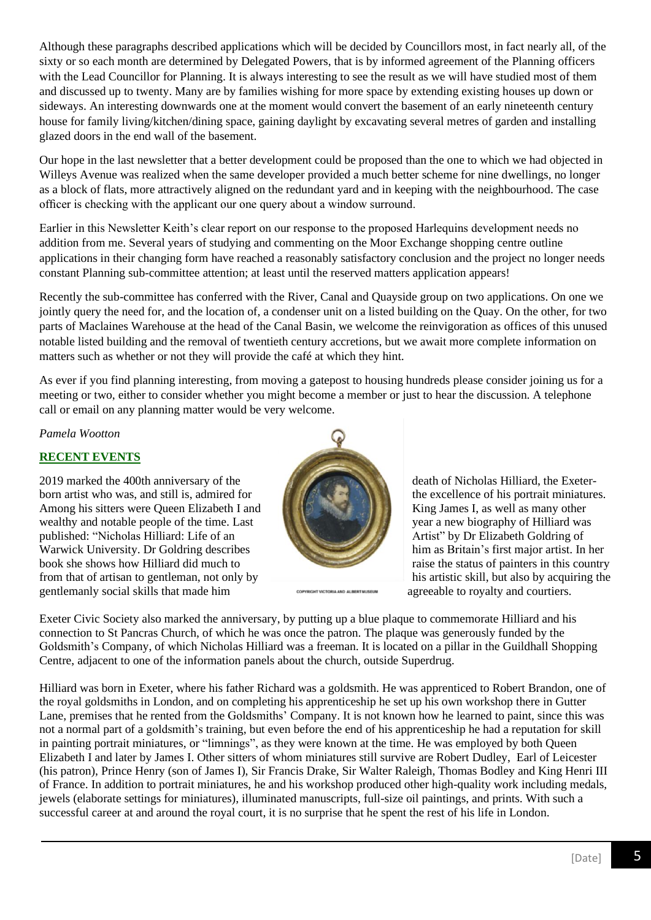Although these paragraphs described applications which will be decided by Councillors most, in fact nearly all, of the sixty or so each month are determined by Delegated Powers, that is by informed agreement of the Planning officers with the Lead Councillor for Planning. It is always interesting to see the result as we will have studied most of them and discussed up to twenty. Many are by families wishing for more space by extending existing houses up down or sideways. An interesting downwards one at the moment would convert the basement of an early nineteenth century house for family living/kitchen/dining space, gaining daylight by excavating several metres of garden and installing glazed doors in the end wall of the basement.

Our hope in the last newsletter that a better development could be proposed than the one to which we had objected in Willeys Avenue was realized when the same developer provided a much better scheme for nine dwellings, no longer as a block of flats, more attractively aligned on the redundant yard and in keeping with the neighbourhood. The case officer is checking with the applicant our one query about a window surround.

Earlier in this Newsletter Keith's clear report on our response to the proposed Harlequins development needs no addition from me. Several years of studying and commenting on the Moor Exchange shopping centre outline applications in their changing form have reached a reasonably satisfactory conclusion and the project no longer needs constant Planning sub-committee attention; at least until the reserved matters application appears!

Recently the sub-committee has conferred with the River, Canal and Quayside group on two applications. On one we jointly query the need for, and the location of, a condenser unit on a listed building on the Quay. On the other, for two parts of Maclaines Warehouse at the head of the Canal Basin, we welcome the reinvigoration as offices of this unused notable listed building and the removal of twentieth century accretions, but we await more complete information on matters such as whether or not they will provide the café at which they hint.

As ever if you find planning interesting, from moving a gatepost to housing hundreds please consider joining us for a meeting or two, either to consider whether you might become a member or just to hear the discussion. A telephone call or email on any planning matter would be very welcome.

*Pamela Wootton*

## RECENT EVENTS

2019 marked the 400th anniversary of the death of Nicholas Hilliard, the Exeter-born artist who was, and still is, admired for the excellence of his portrait miniatures. Among his sitters were Queen Elizabeth I and King James I, as well as many other wealthy and notable people of the time. Last year a new biography of Hilliard was published: "Nicholas Hilliard: Life of an Artist" by Dr Elizabeth Goldring of Warwick University. Dr Goldring describes him as Britain's first major artist. In her book she shows how Hilliard did much to raise the status of painters in this country from that of artisan to gentleman, not only by his artistic skill, but also by acquiring the gentlemanly social skills that made him agreeable to royalty and courtiers.

COPYRIGHT VICTORIA AND ALBERT MUSEUM

Exeter Civic Society also marked the anniversary, by putting up a blue plaque to commemorate Hilliard and his connection to St Pancras Church, of which he was once the patron. The plaque was generously funded by the Goldsmith's Company, of which Nicholas Hilliard was a freeman. It is located on a pillar in the Guildhall Shopping Centre, adjacent to one of the information panels about the church, outside Superdrug.

Hilliard was born in Exeter, where his father Richard was a goldsmith. He was apprenticed to Robert Brandon, one of the royal goldsmiths in London, and on completing his apprenticeship he set up his own workshop there in Gutter Lane, premises that he rented from the Goldsmiths' Company. It is not known how he learned to paint, since this was not a normal part of a goldsmith's training, but even before the end of his apprenticeship he had a reputation for skill in painting portrait miniatures, or "limnings", as they were known at the time. He was employed by both Queen Elizabeth I and later by James I. Other sitters of whom miniatures still survive are Robert Dudley, Earl of Leicester (his patron), Prince Henry (son of James I), Sir Francis Drake, Sir Walter Raleigh, Thomas Bodley and King Henri III of France. In addition to portrait miniatures, he and his workshop produced other high-quality work including medals, jewels (elaborate settings for miniatures), illuminated manuscripts, full-size oil paintings, and prints. With such a successful career at and around the royal court, it is no surprise that he spent the rest of his life in London.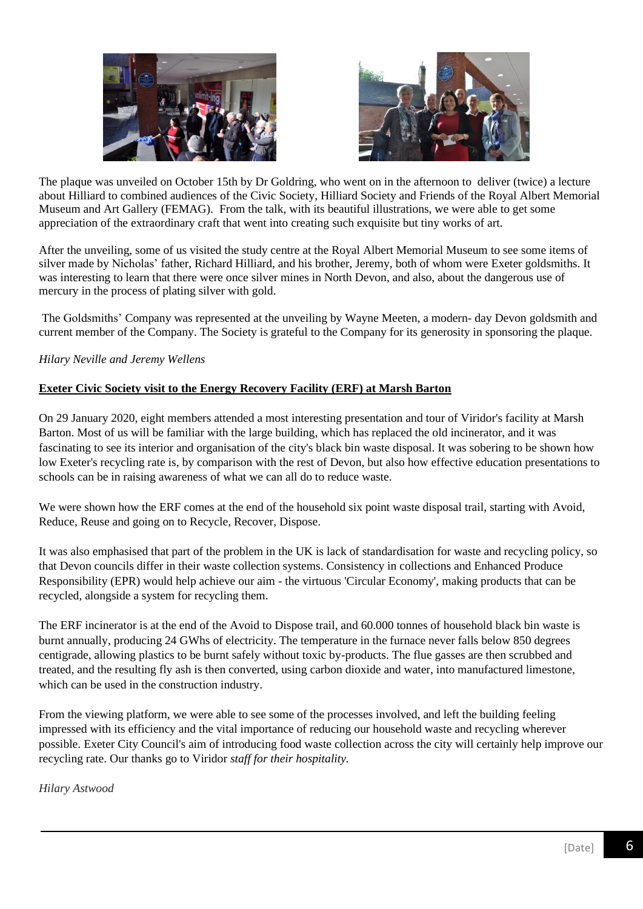The plaque was unveiled on October 15th by Dr Goldring, who went on in the afternoon to deliver (twice) a lecture about Hilliard to combined audiences of the Civic Society, Hilliard Society and Friends of the Royal Albert Memorial Museum and Art Gallery (FEMAG). From the talk, with its beautiful illustrations, we were able to get some appreciation of the extraordinary craft that went into creating such exquisite but tiny works of art.

After the unveiling, some of us visited the study centre at the Royal Albert Memorial Museum to see some items of silver made by Nicholas' father, Richard Hilliard, and his brother, Jeremy, both of whom were Exeter goldsmiths. It was interesting to learn that there were once silver mines in North Devon, and also, about the dangerous use of mercury in the process of plating silver with gold.

The Goldsmiths' Company was represented at the unveiling by Wayne Meeten, a modern- day Devon goldsmith and current member of the Company. The Society is grateful to the Company for its generosity in sponsoring the plaque.

*Hilary Neville and Jeremy Wellens*

**Exeter Civic Society visit to the Energy Recovery Facility (ERF) at Marsh Barton**

On 29 January 2020, eight members attended a most interesting presentation and tour of Viridor's facility at Marsh Barton. Most of us will be familiar with the large building, which has replaced the old incinerator, and it was fascinating to see its interior and organisation of the city's black bin waste disposal. It was sobering to be shown how low Exeter's recycling rate is, by comparison with the rest of Devon, but also how effective education presentations to schools can be in raising awareness of what we can all do to reduce waste.

We were shown how the ERF comes at the end of the household six point waste disposal trail, starting with Avoid, Reduce, Reuse and going on to Recycle, Recover, Dispose.

It was also emphasised that part of the problem in the UK is lack of standardisation for waste and recycling policy, so that Devon councils differ in their waste collection systems. Consistency in collections and Enhanced Produce Responsibility (EPR) would help achieve our aim - the virtuous 'Circular Economy', making products that can be recycled, alongside a system for recycling them.

The ERF incinerator is at the end of the Avoid to Dispose trail, and 60.000 tonnes of household black bin waste is burnt annually, producing 24 GWhs of electricity. The temperature in the furnace never falls below 850 degrees centigrade, allowing plastics to be burnt safely without toxic by-products. The flue gasses are then scrubbed and treated, and the resulting fly ash is then converted, using carbon dioxide and water, into manufactured limestone, which can be used in the construction industry.

From the viewing platform, we were able to see some of the processes involved, and left the building feeling impressed with its efficiency and the vital importance of reducing our household waste and recycling wherever possible. Exeter City Council's aim of introducing food waste collection across the city will certainly help improve our recycling rate. Our thanks go to Viridor *staff for their hospitality.*

*Hilary Astwood*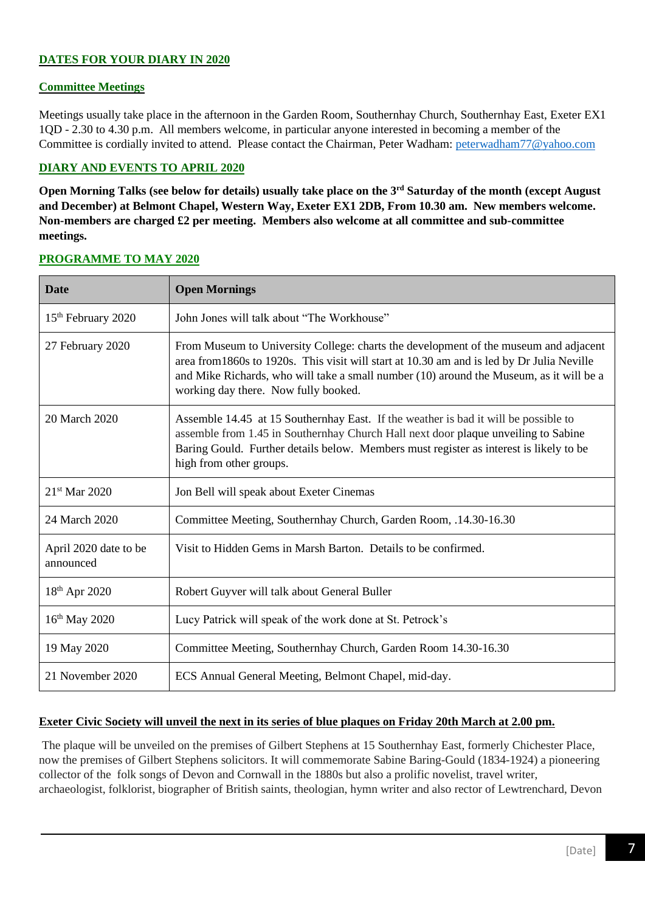## DATES FOR YOUR DIARY IN 2020

### Committee Meetings

Meetings usually take place in the afternoon in the Garden Room, Southernhay Church, Southernhay East, Exeter EX1 1QD - 2.30 to 4.30 p.m. All members welcome, in particular anyone interested in becoming a member of the Committee is cordially invited to attend. Please contact the Chairman, Peter Wadham: peterwadham77@yahoo.com

### DIARY AND EVENTS TO APRIL 2020

**Open Morning Talks (see below for details) usually take place on the 3rd Saturday of the month (except August and December) at Belmont Chapel, Western Way, Exeter EX1 2DB, From 10.30 am. New members welcome. Non-members are charged £2 per meeting. Members also welcome at all committee and sub-committee meetings.**

### PROGRAMME TO MAY 2020

| Date | Open Mornings |
|---|---|
| 15th February 2020 | John Jones will talk about "The Workhouse" |
| 27 February 2020 | From Museum to University College: charts the development of the museum and adjacent area from1860s to 1920s. This visit will start at 10.30 am and is led by Dr Julia Neville and Mike Richards, who will take a small number (10) around the Museum, as it will be a working day there. Now fully booked. |
| 20 March 2020 | Assemble 14.45 at 15 Southernhay East. If the weather is bad it will be possible to assemble from 1.45 in Southernhay Church Hall next door plaque unveiling to Sabine Baring Gould. Further details below. Members must register as interest is likely to be high from other groups. |
| 21st Mar 2020 | Jon Bell will speak about Exeter Cinemas |
| 24 March 2020 | Committee Meeting, Southernhay Church, Garden Room, .14.30-16.30 |
| April 2020 date to be announced | Visit to Hidden Gems in Marsh Barton. Details to be confirmed. |
| 18th Apr 2020 | Robert Guyver will talk about General Buller |
| 16th May 2020 | Lucy Patrick will speak of the work done at St. Petrock's |
| 19 May 2020 | Committee Meeting, Southernhay Church, Garden Room 14.30-16.30 |
| 21 November 2020 | ECS Annual General Meeting, Belmont Chapel, mid-day. |

**Exeter Civic Society will unveil the next in its series of blue plaques on Friday 20th March at 2.00 pm.**

The plaque will be unveiled on the premises of Gilbert Stephens at 15 Southernhay East, formerly Chichester Place, now the premises of Gilbert Stephens solicitors. It will commemorate Sabine Baring-Gould (1834-1924) a pioneering collector of the folk songs of Devon and Cornwall in the 1880s but also a prolific novelist, travel writer, archaeologist, folklorist, biographer of British saints, theologian, hymn writer and also rector of Lewtrenchard, Devon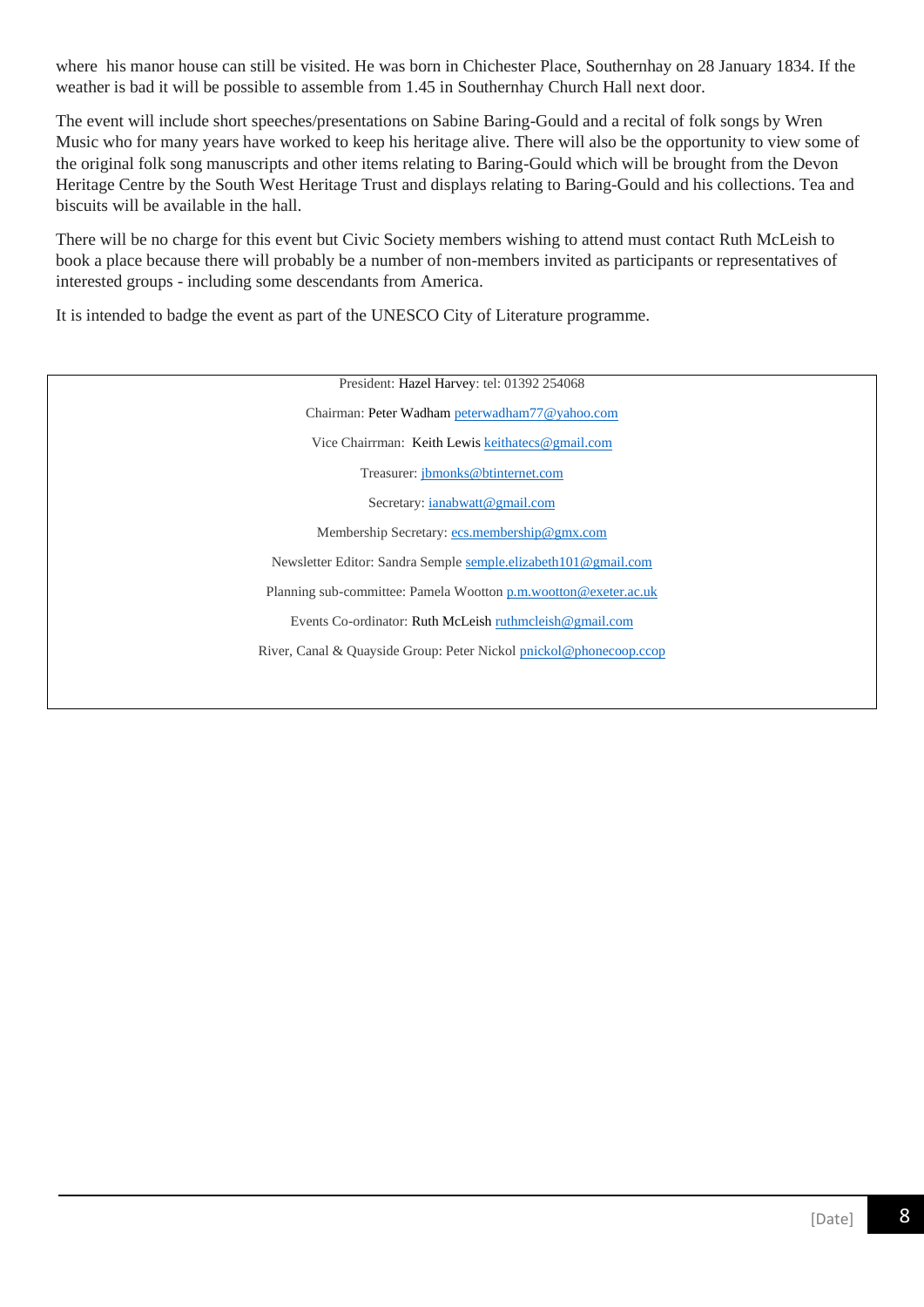where his manor house can still be visited. He was born in Chichester Place, Southernhay on 28 January 1834. If the weather is bad it will be possible to assemble from 1.45 in Southernhay Church Hall next door.

The event will include short speeches/presentations on Sabine Baring-Gould and a recital of folk songs by Wren Music who for many years have worked to keep his heritage alive. There will also be the opportunity to view some of the original folk song manuscripts and other items relating to Baring-Gould which will be brought from the Devon Heritage Centre by the South West Heritage Trust and displays relating to Baring-Gould and his collections. Tea and biscuits will be available in the hall.

There will be no charge for this event but Civic Society members wishing to attend must contact Ruth McLeish to book a place because there will probably be a number of non-members invited as participants or representatives of interested groups - including some descendants from America.

It is intended to badge the event as part of the UNESCO City of Literature programme.

President: Hazel Harvey: tel: 01392 254068

Chairman: Peter Wadham peterwadham77@yahoo.com

Vice Chairrman: Keith Lewis keithatecs@gmail.com

Treasurer: jbmonks@btinternet.com

Secretary: ianabwatt@gmail.com

Membership Secretary: ecs.membership@gmx.com

Newsletter Editor: Sandra Semple semple.elizabeth101@gmail.com

Planning sub-committee: Pamela Wootton p.m.wootton@exeter.ac.uk

Events Co-ordinator: Ruth McLeish ruthmcleish@gmail.com

River, Canal & Quayside Group: Peter Nickol pnickol@phonecoop.ccop